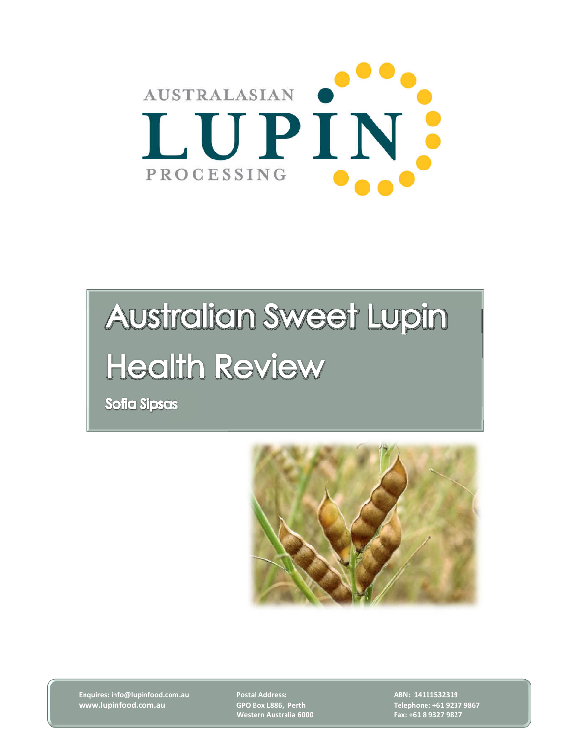AUSTRALASIAN

LUPIN

PROCESSING

# Australian Sweet Lupin Health Review

**Sofia Sipsas**

**Enquires: info@lupinfood.com.au**
**www.lupinfood.com.au**

**Postal Address:**
**GPO Box L886, Perth**
**Western Australia 6000**

**ABN: 14111532319**
**Telephone: +61 9237 9867**
**Fax: +61 8 9327 9827**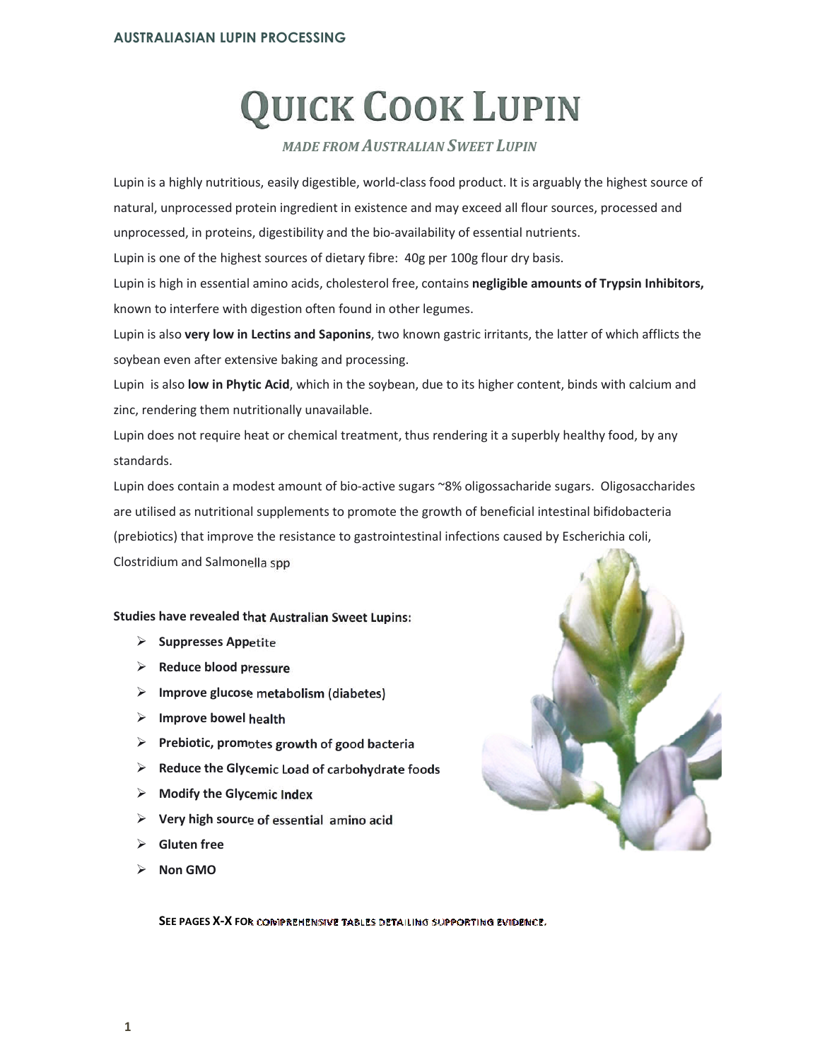# Quick Cook Lupin

*made from Australian Sweet Lupin*

Lupin is a highly nutritious, easily digestible, world-class food product. It is arguably the highest source of natural, unprocessed protein ingredient in existence and may exceed all flour sources, processed and unprocessed, in proteins, digestibility and the bio-availability of essential nutrients.

Lupin is one of the highest sources of dietary fibre: 40g per 100g flour dry basis.

Lupin is high in essential amino acids, cholesterol free, contains **negligible amounts of Trypsin Inhibitors,** known to interfere with digestion often found in other legumes.

Lupin is also **very low in Lectins and Saponins**, two known gastric irritants, the latter of which afflicts the soybean even after extensive baking and processing.

Lupin is also **low in Phytic Acid**, which in the soybean, due to its higher content, binds with calcium and zinc, rendering them nutritionally unavailable.

Lupin does not require heat or chemical treatment, thus rendering it a superbly healthy food, by any standards.

Lupin does contain a modest amount of bio-active sugars ~8% oligossacharide sugars. Oligosaccharides are utilised as nutritional supplements to promote the growth of beneficial intestinal bifidobacteria (prebiotics) that improve the resistance to gastrointestinal infections caused by Escherichia coli, Clostridium and Salmonella spp

**Studies have revealed that Australian Sweet Lupins:**

- **Suppresses Appetite**
- **Reduce blood pressure**
- **Improve glucose metabolism (diabetes)**
- **Improve bowel health**
- **Prebiotic, promotes growth of good bacteria**
- **Reduce the Glycemic Load of carbohydrate foods**
- **Modify the Glycemic Index**
- **Very high source of essential amino acid**
- **Gluten free**
- **Non GMO**

**See pages X-X for comprehensive tables detailing supporting evidence.**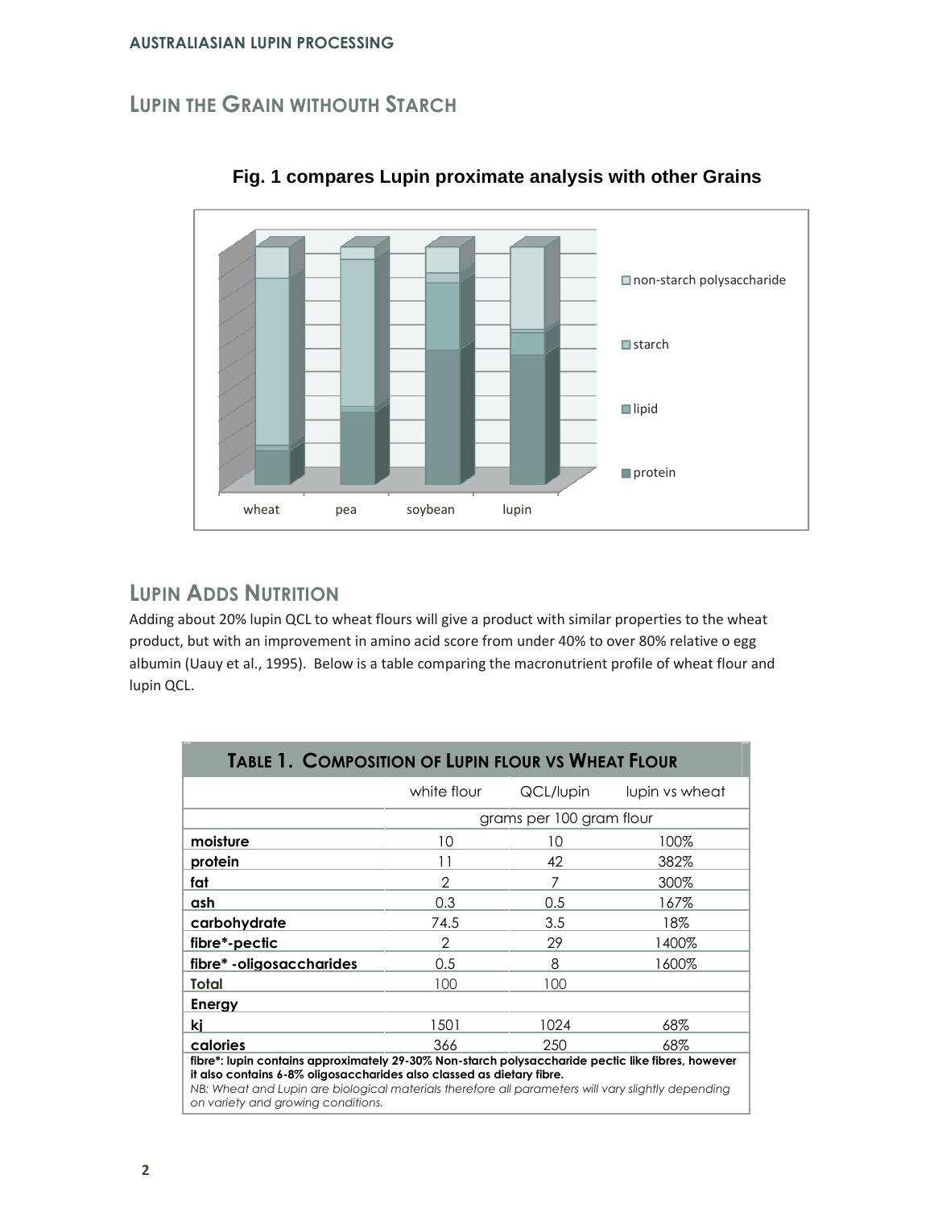## LUPIN THE GRAIN WITHOUTH STARCH

**Fig. 1 compares Lupin proximate analysis with other Grains**

## LUPIN ADDS NUTRITION

Adding about 20% lupin QCL to wheat flours will give a product with similar properties to the wheat product, but with an improvement in amino acid score from under 40% to over 80% relative o egg albumin (Uauy et al., 1995). Below is a table comparing the macronutrient profile of wheat flour and lupin QCL.

**TABLE 1. COMPOSITION OF LUPIN FLOUR VS WHEAT FLOUR**

| | white flour | QCL/lupin | lupin vs wheat |
|---|---|---|---|
| | grams per 100 gram flour | | |
| **moisture** | 10 | 10 | 100% |
| **protein** | 11 | 42 | 382% |
| **fat** | 2 | 7 | 300% |
| **ash** | 0.3 | 0.5 | 167% |
| **carbohydrate** | 74.5 | 3.5 | 18% |
| **fibre*-pectic** | 2 | 29 | 1400% |
| **fibre* -oligosaccharides** | 0.5 | 8 | 1600% |
| **Total** | 100 | 100 | |
| **Energy** | | | |
| **kj** | 1501 | 1024 | 68% |
| **calories** | 366 | 250 | 68% |

**fibre*: lupin contains approximately 29-30% Non-starch polysaccharide pectic like fibres, however it also contains 6-8% oligosaccharides also classed as dietary fibre.**

*NB: Wheat and Lupin are biological materials therefore all parameters will vary slightly depending on variety and growing conditions.*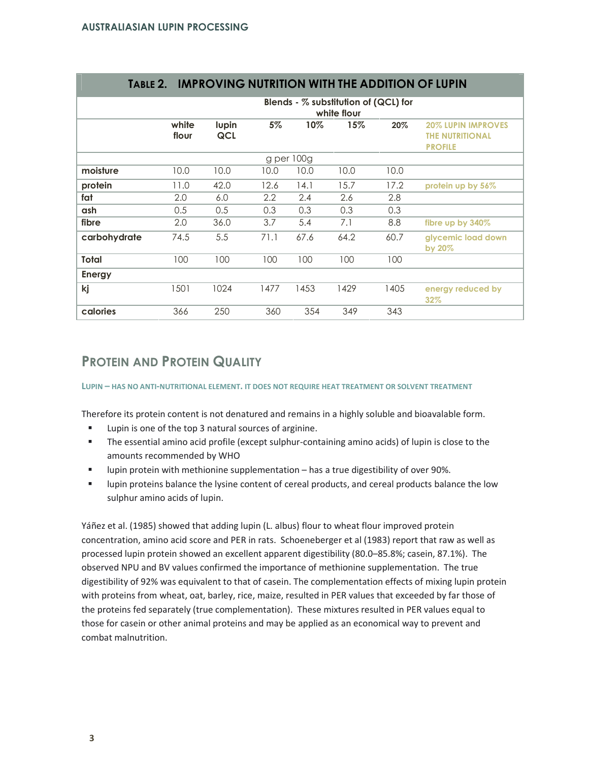| TABLE 2. IMPROVING NUTRITION WITH THE ADDITION OF LUPIN | | | | | | | |
|---|---|---|---|---|---|---|---|
| | | | Blends - % substitution of (QCL) for white flour | | | | |
| | white flour | lupin QCL | 5% | 10% | 15% | 20% | 20% LUPIN IMPROVES THE NUTRITIONAL PROFILE |
| | | | g per 100g | | | | |
| moisture | 10.0 | 10.0 | 10.0 | 10.0 | 10.0 | 10.0 | |
| protein | 11.0 | 42.0 | 12.6 | 14.1 | 15.7 | 17.2 | protein up by 56% |
| fat | 2.0 | 6.0 | 2.2 | 2.4 | 2.6 | 2.8 | |
| ash | 0.5 | 0.5 | 0.3 | 0.3 | 0.3 | 0.3 | |
| fibre | 2.0 | 36.0 | 3.7 | 5.4 | 7.1 | 8.8 | fibre up by 340% |
| carbohydrate | 74.5 | 5.5 | 71.1 | 67.6 | 64.2 | 60.7 | glycemic load down by 20% |
| Total | 100 | 100 | 100 | 100 | 100 | 100 | |
| Energy | | | | | | | |
| kj | 1501 | 1024 | 1477 | 1453 | 1429 | 1405 | energy reduced by 32% |
| calories | 366 | 250 | 360 | 354 | 349 | 343 | |

## PROTEIN AND PROTEIN QUALITY

#### LUPIN – HAS NO ANTI-NUTRITIONAL ELEMENT. IT DOES NOT REQUIRE HEAT TREATMENT OR SOLVENT TREATMENT

Therefore its protein content is not denatured and remains in a highly soluble and bioavalable form.

- Lupin is one of the top 3 natural sources of arginine.
- The essential amino acid profile (except sulphur-containing amino acids) of lupin is close to the amounts recommended by WHO
- lupin protein with methionine supplementation – has a true digestibility of over 90%.
- lupin proteins balance the lysine content of cereal products, and cereal products balance the low sulphur amino acids of lupin.

Yáñez et al. (1985) showed that adding lupin (L. albus) flour to wheat flour improved protein concentration, amino acid score and PER in rats. Schoeneberger et al (1983) report that raw as well as processed lupin protein showed an excellent apparent digestibility (80.0–85.8%; casein, 87.1%). The observed NPU and BV values confirmed the importance of methionine supplementation. The true digestibility of 92% was equivalent to that of casein. The complementation effects of mixing lupin protein with proteins from wheat, oat, barley, rice, maize, resulted in PER values that exceeded by far those of the proteins fed separately (true complementation). These mixtures resulted in PER values equal to those for casein or other animal proteins and may be applied as an economical way to prevent and combat malnutrition.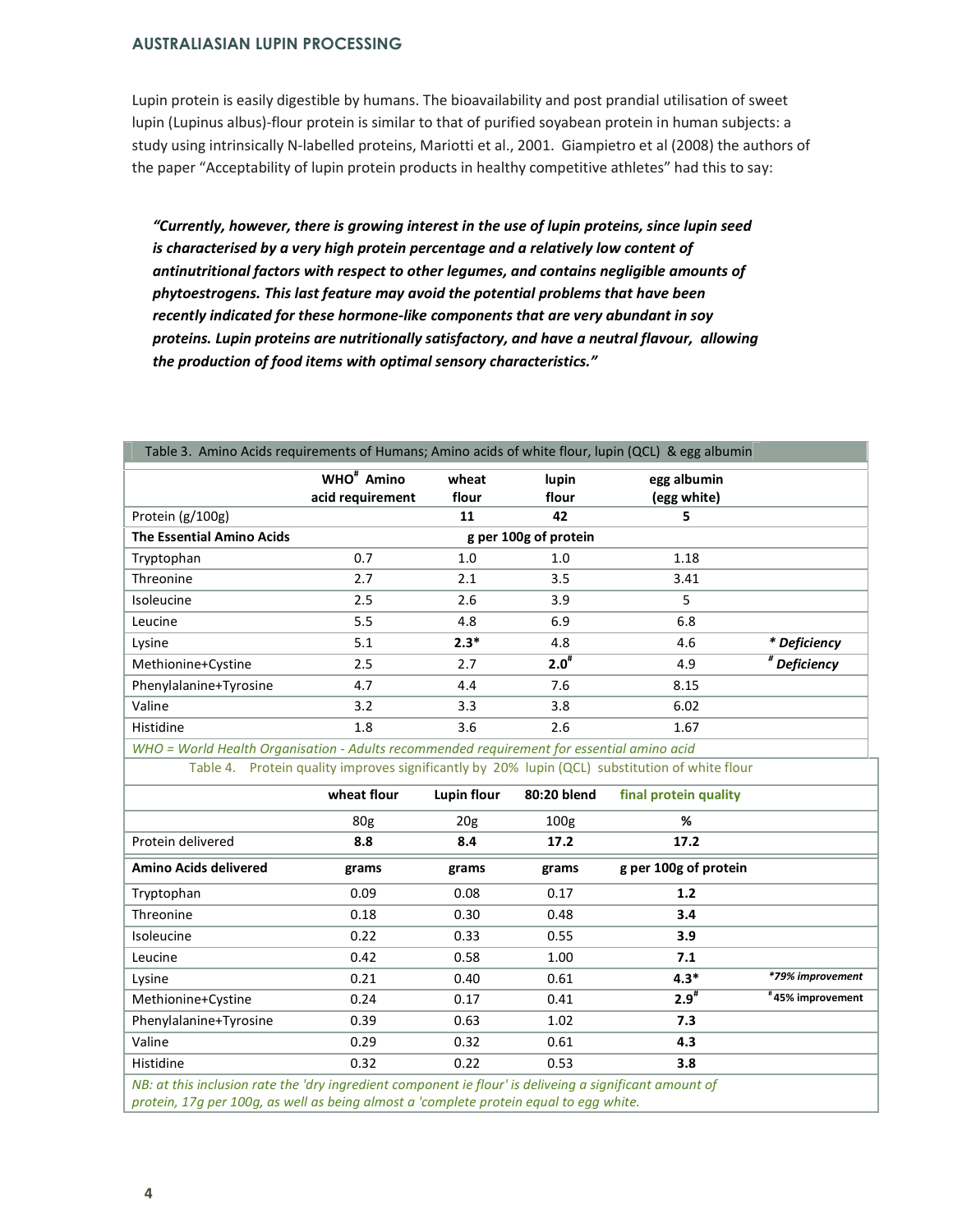Lupin protein is easily digestible by humans. The bioavailability and post prandial utilisation of sweet lupin (Lupinus albus)-flour protein is similar to that of purified soyabean protein in human subjects: a study using intrinsically N-labelled proteins, Mariotti et al., 2001. Giampietro et al (2008) the authors of the paper "Acceptability of lupin protein products in healthy competitive athletes" had this to say:

> ***"Currently, however, there is growing interest in the use of lupin proteins, since lupin seed is characterised by a very high protein percentage and a relatively low content of antinutritional factors with respect to other legumes, and contains negligible amounts of phytoestrogens. This last feature may avoid the potential problems that have been recently indicated for these hormone-like components that are very abundant in soy proteins. Lupin proteins are nutritionally satisfactory, and have a neutral flavour, allowing the production of food items with optimal sensory characteristics."***

Table 3. Amino Acids requirements of Humans; Amino acids of white flour, lupin (QCL) & egg albumin

| | WHO# Amino acid requirement | wheat flour | lupin flour | egg albumin (egg white) | |
|---|---|---|---|---|---|
| Protein (g/100g) | | **11** | **42** | **5** | |
| **The Essential Amino Acids** | | **g per 100g of protein** | | | |
| Tryptophan | 0.7 | 1.0 | 1.0 | 1.18 | |
| Threonine | 2.7 | 2.1 | 3.5 | 3.41 | |
| Isoleucine | 2.5 | 2.6 | 3.9 | 5 | |
| Leucine | 5.5 | 4.8 | 6.9 | 6.8 | |
| Lysine | 5.1 | **2.3*** | 4.8 | 4.6 | ***** Deficiency*** |
| Methionine+Cystine | 2.5 | 2.7 | **2.0#** | 4.9 | ***# Deficiency*** |
| Phenylalanine+Tyrosine | 4.7 | 4.4 | 7.6 | 8.15 | |
| Valine | 3.2 | 3.3 | 3.8 | 6.02 | |
| Histidine | 1.8 | 3.6 | 2.6 | 1.67 | |

*WHO = World Health Organisation - Adults recommended requirement for essential amino acid*

Table 4. Protein quality improves significantly by 20% lupin (QCL) substitution of white flour

| | wheat flour | Lupin flour | 80:20 blend | final protein quality | |
|---|---|---|---|---|---|
| | 80g | 20g | 100g | % | |
| Protein delivered | **8.8** | **8.4** | **17.2** | **17.2** | |
| **Amino Acids delivered** | **grams** | **grams** | **grams** | **g per 100g of protein** | |
| Tryptophan | 0.09 | 0.08 | 0.17 | **1.2** | |
| Threonine | 0.18 | 0.30 | 0.48 | **3.4** | |
| Isoleucine | 0.22 | 0.33 | 0.55 | **3.9** | |
| Leucine | 0.42 | 0.58 | 1.00 | **7.1** | |
| Lysine | 0.21 | 0.40 | 0.61 | **4.3*** | ****79% improvement*** |
| Methionine+Cystine | 0.24 | 0.17 | 0.41 | **2.9#** | **#45% improvement** |
| Phenylalanine+Tyrosine | 0.39 | 0.63 | 1.02 | **7.3** | |
| Valine | 0.29 | 0.32 | 0.61 | **4.3** | |
| Histidine | 0.32 | 0.22 | 0.53 | **3.8** | |

*NB: at this inclusion rate the 'dry ingredient component ie flour' is deliveing a significant amount of protein, 17g per 100g, as well as being almost a 'complete protein equal to egg white.*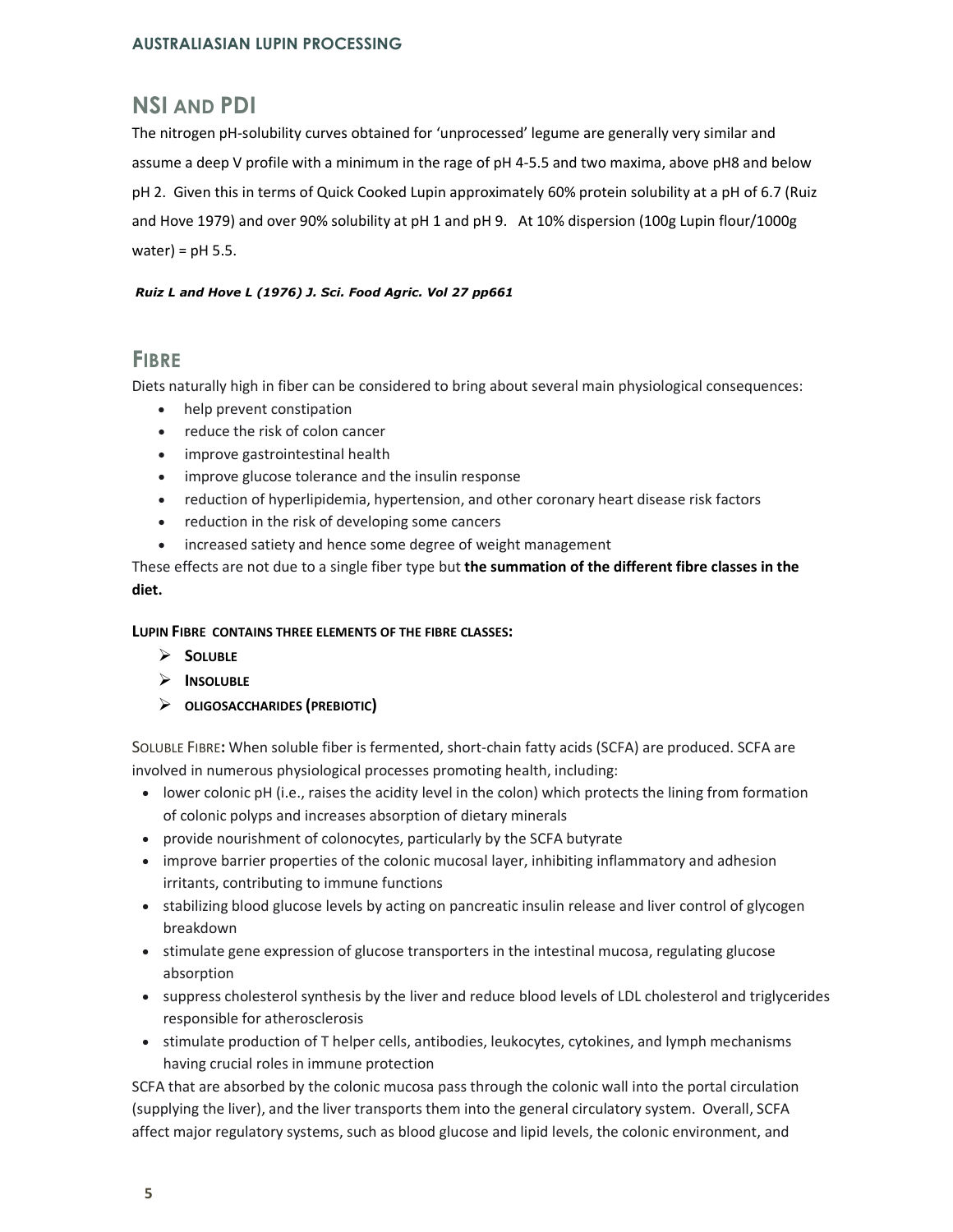## NSI AND PDI

The nitrogen pH-solubility curves obtained for 'unprocessed' legume are generally very similar and assume a deep V profile with a minimum in the rage of pH 4-5.5 and two maxima, above pH8 and below pH 2. Given this in terms of Quick Cooked Lupin approximately 60% protein solubility at a pH of 6.7 (Ruiz and Hove 1979) and over 90% solubility at pH 1 and pH 9. At 10% dispersion (100g Lupin flour/1000g water) = pH 5.5.

***Ruiz L and Hove L (1976) J. Sci. Food Agric. Vol 27 pp661***

## FIBRE

Diets naturally high in fiber can be considered to bring about several main physiological consequences:

- help prevent constipation
- reduce the risk of colon cancer
- improve gastrointestinal health
- improve glucose tolerance and the insulin response
- reduction of hyperlipidemia, hypertension, and other coronary heart disease risk factors
- reduction in the risk of developing some cancers
- increased satiety and hence some degree of weight management

These effects are not due to a single fiber type but **the summation of the different fibre classes in the diet.**

**LUPIN FIBRE CONTAINS THREE ELEMENTS OF THE FIBRE CLASSES:**

- **SOLUBLE**
- **INSOLUBLE**
- **OLIGOSACCHARIDES (PREBIOTIC)**

SOLUBLE FIBRE**:** When soluble fiber is fermented, short-chain fatty acids (SCFA) are produced. SCFA are involved in numerous physiological processes promoting health, including:

- lower colonic pH (i.e., raises the acidity level in the colon) which protects the lining from formation of colonic polyps and increases absorption of dietary minerals
- provide nourishment of colonocytes, particularly by the SCFA butyrate
- improve barrier properties of the colonic mucosal layer, inhibiting inflammatory and adhesion irritants, contributing to immune functions
- stabilizing blood glucose levels by acting on pancreatic insulin release and liver control of glycogen breakdown
- stimulate gene expression of glucose transporters in the intestinal mucosa, regulating glucose absorption
- suppress cholesterol synthesis by the liver and reduce blood levels of LDL cholesterol and triglycerides responsible for atherosclerosis
- stimulate production of T helper cells, antibodies, leukocytes, cytokines, and lymph mechanisms having crucial roles in immune protection

SCFA that are absorbed by the colonic mucosa pass through the colonic wall into the portal circulation (supplying the liver), and the liver transports them into the general circulatory system. Overall, SCFA affect major regulatory systems, such as blood glucose and lipid levels, the colonic environment, and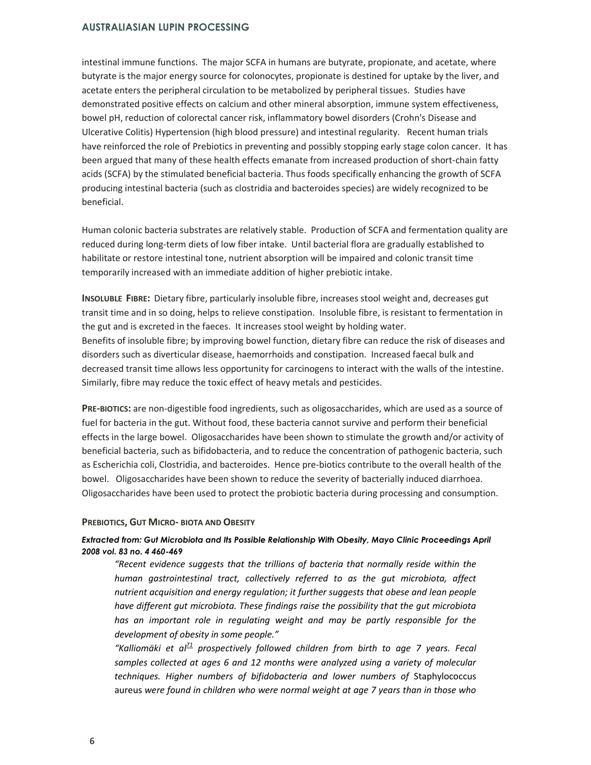intestinal immune functions. The major SCFA in humans are butyrate, propionate, and acetate, where butyrate is the major energy source for colonocytes, propionate is destined for uptake by the liver, and acetate enters the peripheral circulation to be metabolized by peripheral tissues. Studies have demonstrated positive effects on calcium and other mineral absorption, immune system effectiveness, bowel pH, reduction of colorectal cancer risk, inflammatory bowel disorders (Crohn's Disease and Ulcerative Colitis) Hypertension (high blood pressure) and intestinal regularity. Recent human trials have reinforced the role of Prebiotics in preventing and possibly stopping early stage colon cancer. It has been argued that many of these health effects emanate from increased production of short-chain fatty acids (SCFA) by the stimulated beneficial bacteria. Thus foods specifically enhancing the growth of SCFA producing intestinal bacteria (such as clostridia and bacteroides species) are widely recognized to be beneficial.

Human colonic bacteria substrates are relatively stable. Production of SCFA and fermentation quality are reduced during long-term diets of low fiber intake. Until bacterial flora are gradually established to habilitate or restore intestinal tone, nutrient absorption will be impaired and colonic transit time temporarily increased with an immediate addition of higher prebiotic intake.

**Insoluble Fibre:** Dietary fibre, particularly insoluble fibre, increases stool weight and, decreases gut transit time and in so doing, helps to relieve constipation. Insoluble fibre, is resistant to fermentation in the gut and is excreted in the faeces. It increases stool weight by holding water.
Benefits of insoluble fibre; by improving bowel function, dietary fibre can reduce the risk of diseases and disorders such as diverticular disease, haemorrhoids and constipation. Increased faecal bulk and decreased transit time allows less opportunity for carcinogens to interact with the walls of the intestine. Similarly, fibre may reduce the toxic effect of heavy metals and pesticides.

**Pre-biotics:** are non-digestible food ingredients, such as oligosaccharides, which are used as a source of fuel for bacteria in the gut. Without food, these bacteria cannot survive and perform their beneficial effects in the large bowel. Oligosaccharides have been shown to stimulate the growth and/or activity of beneficial bacteria, such as bifidobacteria, and to reduce the concentration of pathogenic bacteria, such as Escherichia coli, Clostridia, and bacteroides. Hence pre-biotics contribute to the overall health of the bowel. Oligosaccharides have been shown to reduce the severity of bacterially induced diarrhoea. Oligosaccharides have been used to protect the probiotic bacteria during processing and consumption.

### Prebiotics, Gut Micro- biota and Obesity

***Extracted from: Gut Microbiota and Its Possible Relationship With Obesity, Mayo Clinic Proceedings April 2008 vol. 83 no. 4 460-469***

> *"Recent evidence suggests that the trillions of bacteria that normally reside within the human gastrointestinal tract, collectively referred to as the gut microbiota, affect nutrient acquisition and energy regulation; it further suggests that obese and lean people have different gut microbiota. These findings raise the possibility that the gut microbiota has an important role in regulating weight and may be partly responsible for the development of obesity in some people."*
>
> *"Kalliomäki et al*[71] *prospectively followed children from birth to age 7 years. Fecal samples collected at ages 6 and 12 months were analyzed using a variety of molecular techniques. Higher numbers of bifidobacteria and lower numbers of* Staphylococcus aureus *were found in children who were normal weight at age 7 years than in those who*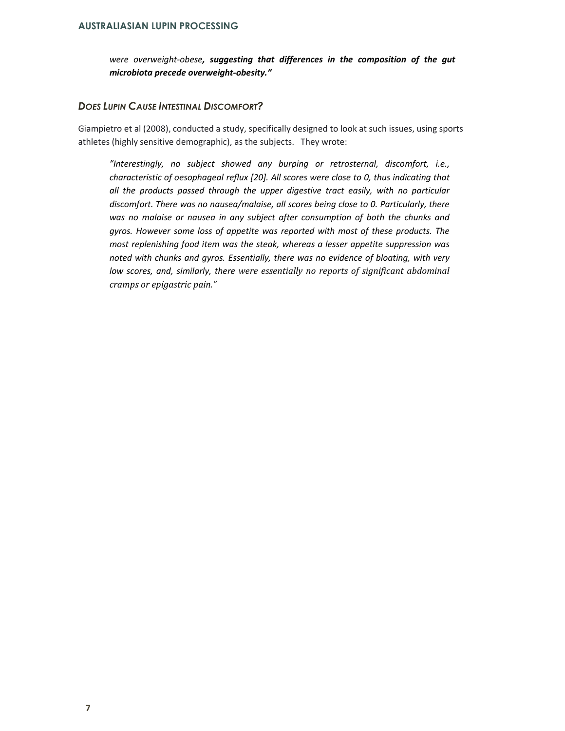*were overweight-obese****, suggesting that differences in the composition of the gut microbiota precede overweight-obesity."***

### *Does Lupin Cause Intestinal Discomfort?*

Giampietro et al (2008), conducted a study, specifically designed to look at such issues, using sports athletes (highly sensitive demographic), as the subjects. They wrote:

> *"Interestingly, no subject showed any burping or retrosternal, discomfort, i.e., characteristic of oesophageal reflux [20]. All scores were close to 0, thus indicating that all the products passed through the upper digestive tract easily, with no particular discomfort. There was no nausea/malaise, all scores being close to 0. Particularly, there was no malaise or nausea in any subject after consumption of both the chunks and gyros. However some loss of appetite was reported with most of these products. The most replenishing food item was the steak, whereas a lesser appetite suppression was noted with chunks and gyros. Essentially, there was no evidence of bloating, with very low scores, and, similarly, there were essentially no reports of significant abdominal cramps or epigastric pain."*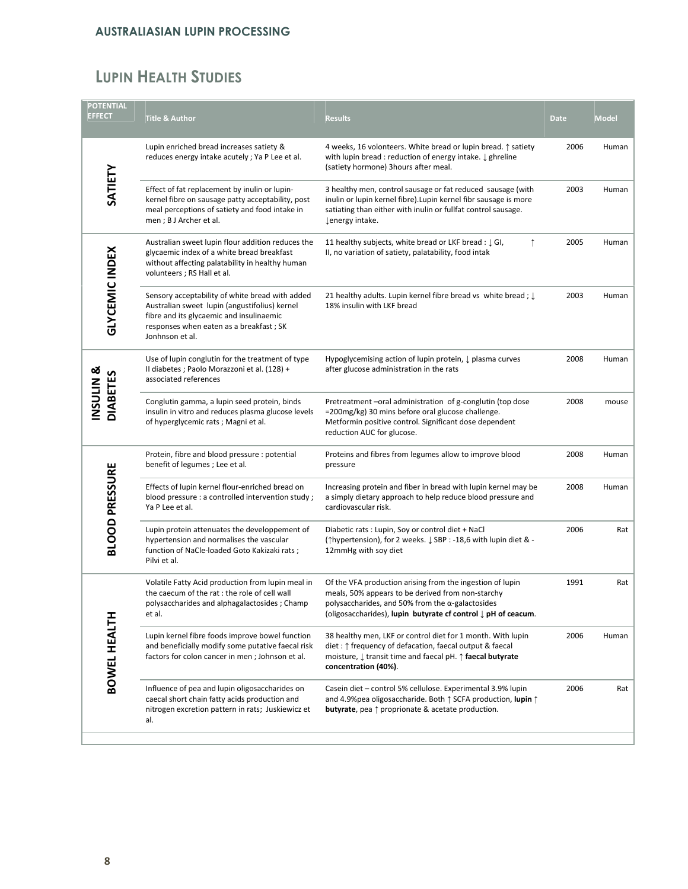## Lupin Health Studies

| Potential Effect | Title & Author | Results | Date | Model |
|---|---|---|---|---|
| **SATIETY** | Lupin enriched bread increases satiety & reduces energy intake acutely ; Ya P Lee et al. | 4 weeks, 16 volonteers. White bread or lupin bread. ↑ satiety with lupin bread : reduction of energy intake. ↓ ghreline (satiety hormone) 3hours after meal. | 2006 | Human |
| | Effect of fat replacement by inulin or lupin-kernel fibre on sausage patty acceptability, post meal perceptions of satiety and food intake in men ; B J Archer et al. | 3 healthy men, control sausage or fat reduced sausage (with inulin or lupin kernel fibre).Lupin kernel fibr sausage is more satiating than either with inulin or fullfat control sausage. ↓energy intake. | 2003 | Human |
| **GLYCEMIC INDEX** | Australian sweet lupin flour addition reduces the glycaemic index of a white bread breakfast without affecting palatability in healthy human volunteers ; RS Hall et al. | 11 healthy subjects, white bread or LKF bread : ↓ GI, ↑ II, no variation of satiety, palatability, food intak | 2005 | Human |
| | Sensory acceptability of white bread with added Australian sweet lupin (angustifolius) kernel fibre and its glycaemic and insulinaemic responses when eaten as a breakfast ; SK Jonhnson et al. | 21 healthy adults. Lupin kernel fibre bread vs white bread ; ↓ 18% insulin with LKF bread | 2003 | Human |
| **INSULIN & DIABETES** | Use of lupin conglutin for the treatment of type II diabetes ; Paolo Morazzoni et al. (128) + associated references | Hypoglycemising action of lupin protein, ↓ plasma curves after glucose administration in the rats | 2008 | Human |
| | Conglutin gamma, a lupin seed protein, binds insulin in vitro and reduces plasma glucose levels of hyperglycemic rats ; Magni et al. | Pretreatment –oral administration of g-conglutin (top dose =200mg/kg) 30 mins before oral glucose challenge. Metformin positive control. Significant dose dependent reduction AUC for glucose. | 2008 | mouse |
| **BLOOD PRESSURE** | Protein, fibre and blood pressure : potential benefit of legumes ; Lee et al. | Proteins and fibres from legumes allow to improve blood pressure | 2008 | Human |
| | Effects of lupin kernel flour-enriched bread on blood pressure : a controlled intervention study ; Ya P Lee et al. | Increasing protein and fiber in bread with lupin kernel may be a simply dietary approach to help reduce blood pressure and cardiovascular risk. | 2008 | Human |
| | Lupin protein attenuates the developpement of hypertension and normalises the vascular function of NaCle-loaded Goto Kakizaki rats ; Pilvi et al. | Diabetic rats : Lupin, Soy or control diet + NaCl (↑hypertension), for 2 weeks. ↓ SBP : -18,6 with lupin diet & -12mmHg with soy diet | 2006 | Rat |
| **BOWEL HEALTH** | Volatile Fatty Acid production from lupin meal in the caecum of the rat : the role of cell wall polysaccharides and alphagalactosides ; Champ et al. | Of the VFA production arising from the ingestion of lupin meals, 50% appears to be derived from non-starchy polysaccharides, and 50% from the α-galactosides (oligosaccharides), **lupin butyrate cf control ↓ pH of ceacum**. | 1991 | Rat |
| | Lupin kernel fibre foods improve bowel function and beneficially modify some putative faecal risk factors for colon cancer in men ; Johnson et al. | 38 healthy men, LKF or control diet for 1 month. With lupin diet : ↑ frequency of defacation, faecal output & faecal moisture, ↓ transit time and faecal pH. ↑ **faecal butyrate concentration (40%)**. | 2006 | Human |
| | Influence of pea and lupin oligosaccharides on caecal short chain fatty acids production and nitrogen excretion pattern in rats; Juskiewicz et al. | Casein diet – control 5% cellulose. Experimental 3.9% lupin and 4.9%pea oligosaccharide. Both ↑ SCFA production, **lupin ↑ butyrate**, pea ↑ proprionate & acetate production. | 2006 | Rat |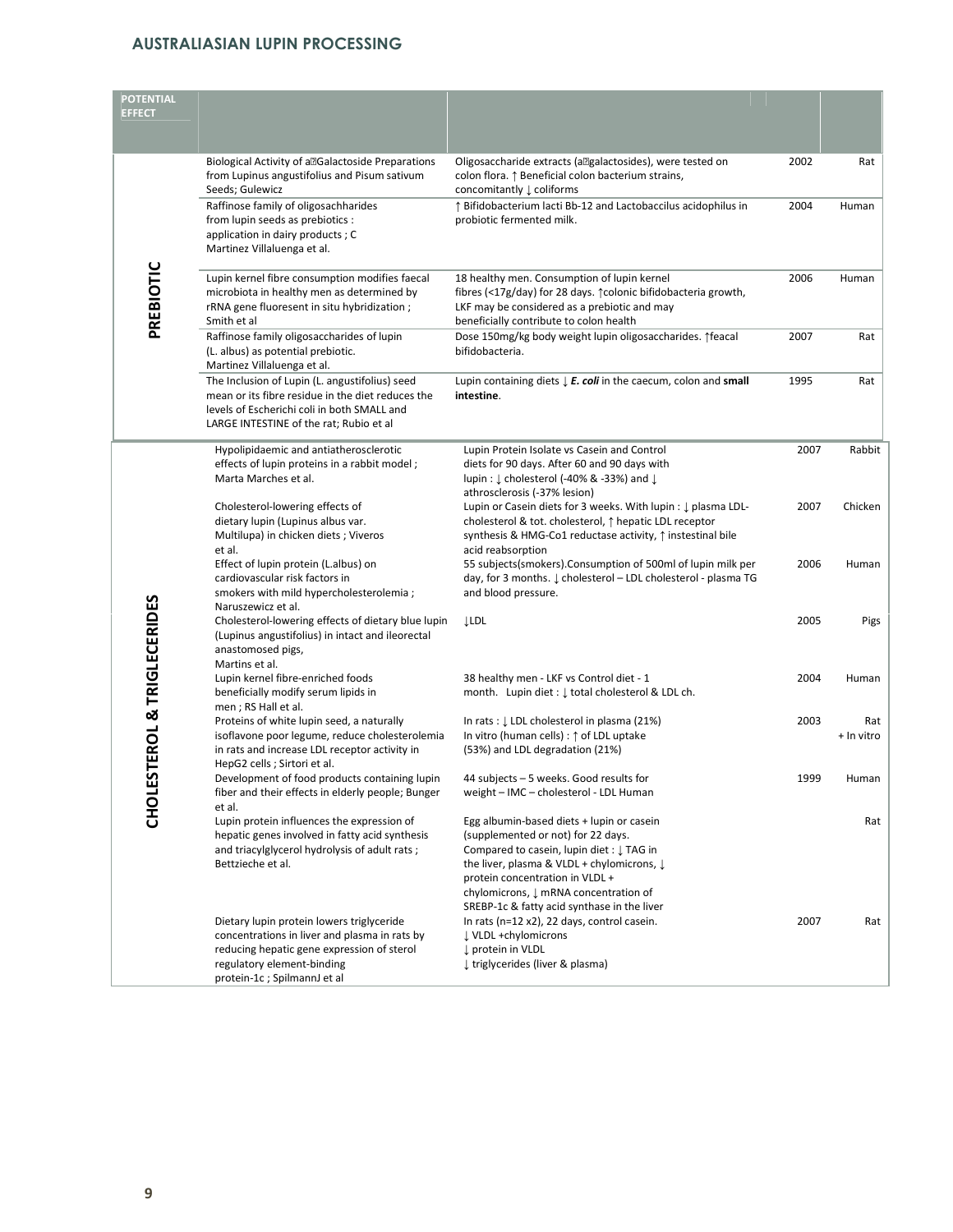| POTENTIAL EFFECT | | | | |
|---|---|---|---|---|
| PREBIOTIC | Biological Activity of a?Galactoside Preparations from Lupinus angustifolius and Pisum sativum Seeds; Gulewicz | Oligosaccharide extracts (a?galactosides), were tested on colon flora. ↑ Beneficial colon bacterium strains, concomitantly ↓ coliforms | 2002 | Rat |
| | Raffinose family of oligosachharides from lupin seeds as prebiotics : application in dairy products ; C Martinez Villaluenga et al. | ↑ Bifidobacterium lacti Bb-12 and Lactobaccilus acidophilus in probiotic fermented milk. | 2004 | Human |
| | Lupin kernel fibre consumption modifies faecal microbiota in healthy men as determined by rRNA gene fluoresent in situ hybridization ; Smith et al | 18 healthy men. Consumption of lupin kernel fibres (<17g/day) for 28 days. ↑colonic bifidobacteria growth, LKF may be considered as a prebiotic and may beneficially contribute to colon health | 2006 | Human |
| | Raffinose family oligosaccharides of lupin (L. albus) as potential prebiotic. Martinez Villaluenga et al. | Dose 150mg/kg body weight lupin oligosaccharides. ↑feacal bifidobacteria. | 2007 | Rat |
| | The Inclusion of Lupin (L. angustifolius) seed mean or its fibre residue in the diet reduces the levels of Escherichi coli in both SMALL and LARGE INTESTINE of the rat; Rubio et al | Lupin containing diets ↓ ***E. coli*** in the caecum, colon and **small intestine**. | 1995 | Rat |
| CHOLESTEROL & TRIGLECERIDES | Hypolipidaemic and antiatherosclerotic effects of lupin proteins in a rabbit model ; Marta Marches et al. | Lupin Protein Isolate vs Casein and Control diets for 90 days. After 60 and 90 days with lupin : ↓ cholesterol (-40% & -33%) and ↓ athrosclerosis (-37% lesion) | 2007 | Rabbit |
| | Cholesterol-lowering effects of dietary lupin (Lupinus albus var. Multilupa) in chicken diets ; Viveros et al. | Lupin or Casein diets for 3 weeks. With lupin : ↓ plasma LDL-cholesterol & tot. cholesterol, ↑ hepatic LDL receptor synthesis & HMG-Co1 reductase activity, ↑ instestinal bile acid reabsorption | 2007 | Chicken |
| | Effect of lupin protein (L.albus) on cardiovascular risk factors in smokers with mild hypercholesterolemia ; Naruszewicz et al. | 55 subjects(smokers).Consumption of 500ml of lupin milk per day, for 3 months. ↓ cholesterol – LDL cholesterol - plasma TG and blood pressure. | 2006 | Human |
| | Cholesterol-lowering effects of dietary blue lupin (Lupinus angustifolius) in intact and ileorectal anastomosed pigs, Martins et al. | ↓LDL | 2005 | Pigs |
| | Lupin kernel fibre-enriched foods beneficially modify serum lipids in men ; RS Hall et al. | 38 healthy men - LKF vs Control diet - 1 month. Lupin diet : ↓ total cholesterol & LDL ch. | 2004 | Human |
| | Proteins of white lupin seed, a naturally isoflavone poor legume, reduce cholesterolemia in rats and increase LDL receptor activity in HepG2 cells ; Sirtori et al. | In rats : ↓ LDL cholesterol in plasma (21%) In vitro (human cells) : ↑ of LDL uptake (53%) and LDL degradation (21%) | 2003 | Rat + In vitro |
| | Development of food products containing lupin fiber and their effects in elderly people; Bunger et al. | 44 subjects – 5 weeks. Good results for weight – IMC – cholesterol - LDL Human | 1999 | Human |
| | Lupin protein influences the expression of hepatic genes involved in fatty acid synthesis and triacylglycerol hydrolysis of adult rats ; Bettzieche et al. | Egg albumin-based diets + lupin or casein (supplemented or not) for 22 days. Compared to casein, lupin diet : ↓ TAG in the liver, plasma & VLDL + chylomicrons, ↓ protein concentration in VLDL + chylomicrons, ↓ mRNA concentration of SREBP-1c & fatty acid synthase in the liver | | Rat |
| | Dietary lupin protein lowers triglyceride concentrations in liver and plasma in rats by reducing hepatic gene expression of sterol regulatory element-binding protein-1c ; SpilmannJ et al | In rats (n=12 x2), 22 days, control casein. ↓ VLDL +chylomicrons ↓ protein in VLDL ↓ triglycerides (liver & plasma) | 2007 | Rat |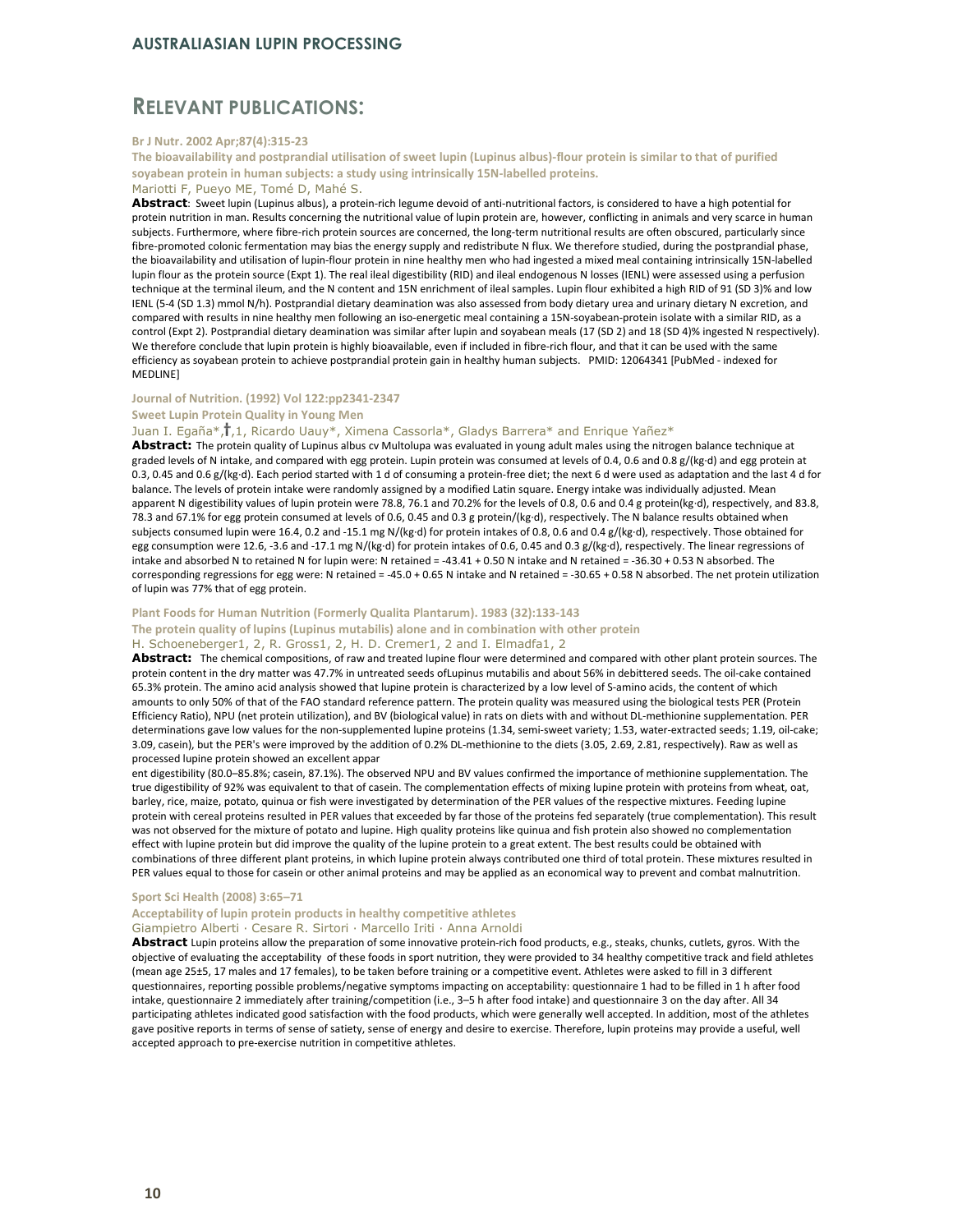## RELEVANT PUBLICATIONS:

**Br J Nutr. 2002 Apr;87(4):315-23**

**The bioavailability and postprandial utilisation of sweet lupin (Lupinus albus)-flour protein is similar to that of purified soyabean protein in human subjects: a study using intrinsically 15N-labelled proteins.**

Mariotti F, Pueyo ME, Tomé D, Mahé S.

**Abstract**: Sweet lupin (Lupinus albus), a protein-rich legume devoid of anti-nutritional factors, is considered to have a high potential for protein nutrition in man. Results concerning the nutritional value of lupin protein are, however, conflicting in animals and very scarce in human subjects. Furthermore, where fibre-rich protein sources are concerned, the long-term nutritional results are often obscured, particularly since fibre-promoted colonic fermentation may bias the energy supply and redistribute N flux. We therefore studied, during the postprandial phase, the bioavailability and utilisation of lupin-flour protein in nine healthy men who had ingested a mixed meal containing intrinsically 15N-labelled lupin flour as the protein source (Expt 1). The real ileal digestibility (RID) and ileal endogenous N losses (IENL) were assessed using a perfusion technique at the terminal ileum, and the N content and 15N enrichment of ileal samples. Lupin flour exhibited a high RID of 91 (SD 3)% and low IENL (5-4 (SD 1.3) mmol N/h). Postprandial dietary deamination was also assessed from body dietary urea and urinary dietary N excretion, and compared with results in nine healthy men following an iso-energetic meal containing a 15N-soyabean-protein isolate with a similar RID, as a control (Expt 2). Postprandial dietary deamination was similar after lupin and soyabean meals (17 (SD 2) and 18 (SD 4)% ingested N respectively). We therefore conclude that lupin protein is highly bioavailable, even if included in fibre-rich flour, and that it can be used with the same efficiency as soyabean protein to achieve postprandial protein gain in healthy human subjects. PMID: 12064341 [PubMed - indexed for MEDLINE]

**Journal of Nutrition. (1992) Vol 122:pp2341-2347**

**Sweet Lupin Protein Quality in Young Men**

Juan I. Egaña*,†,1, Ricardo Uauy*, Ximena Cassorla*, Gladys Barrera* and Enrique Yañez*

**Abstract:** The protein quality of Lupinus albus cv Multolupa was evaluated in young adult males using the nitrogen balance technique at graded levels of N intake, and compared with egg protein. Lupin protein was consumed at levels of 0.4, 0.6 and 0.8 g/(kg·d) and egg protein at 0.3, 0.45 and 0.6 g/(kg·d). Each period started with 1 d of consuming a protein-free diet; the next 6 d were used as adaptation and the last 4 d for balance. The levels of protein intake were randomly assigned by a modified Latin square. Energy intake was individually adjusted. Mean apparent N digestibility values of lupin protein were 78.8, 76.1 and 70.2% for the levels of 0.8, 0.6 and 0.4 g protein(kg·d), respectively, and 83.8, 78.3 and 67.1% for egg protein consumed at levels of 0.6, 0.45 and 0.3 g protein/(kg·d), respectively. The N balance results obtained when subjects consumed lupin were 16.4, 0.2 and -15.1 mg N/(kg·d) for protein intakes of 0.8, 0.6 and 0.4 g/(kg·d), respectively. Those obtained for egg consumption were 12.6, -3.6 and -17.1 mg N/(kg·d) for protein intakes of 0.6, 0.45 and 0.3 g/(kg·d), respectively. The linear regressions of intake and absorbed N to retained N for lupin were: N retained = -43.41 + 0.50 N intake and N retained = -36.30 + 0.53 N absorbed. The corresponding regressions for egg were: N retained = -45.0 + 0.65 N intake and N retained = -30.65 + 0.58 N absorbed. The net protein utilization of lupin was 77% that of egg protein.

**Plant Foods for Human Nutrition (Formerly Qualita Plantarum). 1983 (32):133-143**

**The protein quality of lupins (Lupinus mutabilis) alone and in combination with other protein**

H. Schoeneberger1, 2, R. Gross1, 2, H. D. Cremer1, 2 and I. Elmadfa1, 2

**Abstract:** The chemical compositions, of raw and treated lupine flour were determined and compared with other plant protein sources. The protein content in the dry matter was 47.7% in untreated seeds ofLupinus mutabilis and about 56% in debittered seeds. The oil-cake contained 65.3% protein. The amino acid analysis showed that lupine protein is characterized by a low level of S-amino acids, the content of which amounts to only 50% of that of the FAO standard reference pattern. The protein quality was measured using the biological tests PER (Protein Efficiency Ratio), NPU (net protein utilization), and BV (biological value) in rats on diets with and without DL-methionine supplementation. PER determinations gave low values for the non-supplemented lupine proteins (1.34, semi-sweet variety; 1.53, water-extracted seeds; 1.19, oil-cake; 3.09, casein), but the PER's were improved by the addition of 0.2% DL-methionine to the diets (3.05, 2.69, 2.81, respectively). Raw as well as processed lupine protein showed an excellent appar
ent digestibility (80.0–85.8%; casein, 87.1%). The observed NPU and BV values confirmed the importance of methionine supplementation. The true digestibility of 92% was equivalent to that of casein. The complementation effects of mixing lupine protein with proteins from wheat, oat, barley, rice, maize, potato, quinua or fish were investigated by determination of the PER values of the respective mixtures. Feeding lupine protein with cereal proteins resulted in PER values that exceeded by far those of the proteins fed separately (true complementation). This result was not observed for the mixture of potato and lupine. High quality proteins like quinua and fish protein also showed no complementation effect with lupine protein but did improve the quality of the lupine protein to a great extent. The best results could be obtained with combinations of three different plant proteins, in which lupine protein always contributed one third of total protein. These mixtures resulted in PER values equal to those for casein or other animal proteins and may be applied as an economical way to prevent and combat malnutrition.

**Sport Sci Health (2008) 3:65–71**

**Acceptability of lupin protein products in healthy competitive athletes**

Giampietro Alberti · Cesare R. Sirtori · Marcello Iriti · Anna Arnoldi

**Abstract** Lupin proteins allow the preparation of some innovative protein-rich food products, e.g., steaks, chunks, cutlets, gyros. With the objective of evaluating the acceptability of these foods in sport nutrition, they were provided to 34 healthy competitive track and field athletes (mean age 25±5, 17 males and 17 females), to be taken before training or a competitive event. Athletes were asked to fill in 3 different questionnaires, reporting possible problems/negative symptoms impacting on acceptability: questionnaire 1 had to be filled in 1 h after food intake, questionnaire 2 immediately after training/competition (i.e., 3–5 h after food intake) and questionnaire 3 on the day after. All 34 participating athletes indicated good satisfaction with the food products, which were generally well accepted. In addition, most of the athletes gave positive reports in terms of sense of satiety, sense of energy and desire to exercise. Therefore, lupin proteins may provide a useful, well accepted approach to pre-exercise nutrition in competitive athletes.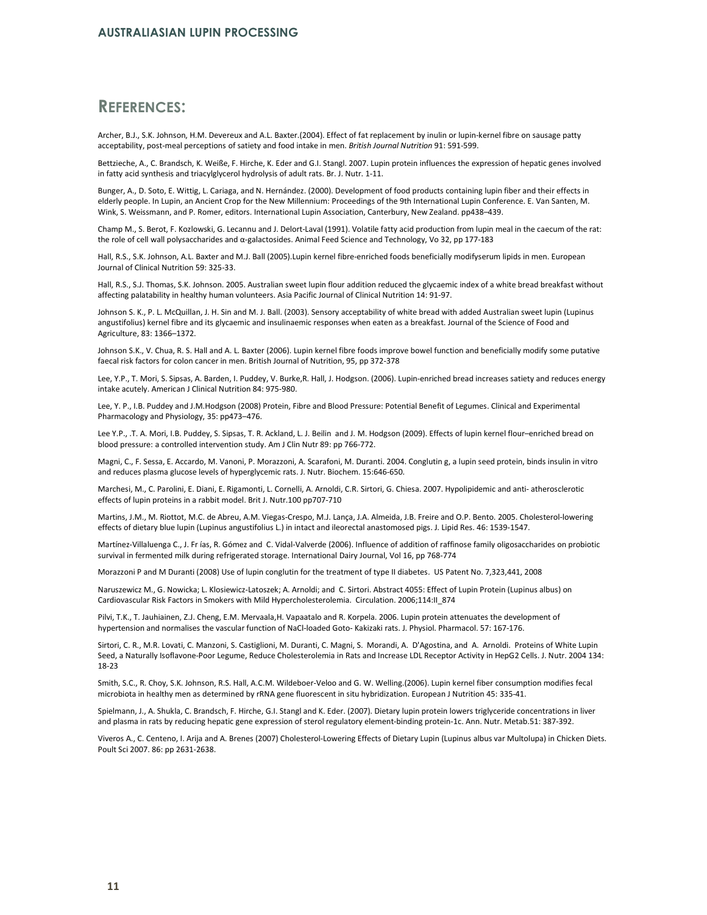## References:

Archer, B.J., S.K. Johnson, H.M. Devereux and A.L. Baxter.(2004). Effect of fat replacement by inulin or lupin-kernel fibre on sausage patty acceptability, post-meal perceptions of satiety and food intake in men. *British Journal Nutrition* 91: 591-599.

Bettzieche, A., C. Brandsch, K. Weiße, F. Hirche, K. Eder and G.I. Stangl. 2007. Lupin protein influences the expression of hepatic genes involved in fatty acid synthesis and triacylglycerol hydrolysis of adult rats. Br. J. Nutr. 1-11.

Bunger, A., D. Soto, E. Wittig, L. Cariaga, and N. Hernández. (2000). Development of food products containing lupin fiber and their effects in elderly people. In Lupin, an Ancient Crop for the New Millennium: Proceedings of the 9th International Lupin Conference. E. Van Santen, M. Wink, S. Weissmann, and P. Romer, editors. International Lupin Association, Canterbury, New Zealand. pp438–439.

Champ M., S. Berot, F. Kozlowski, G. Lecannu and J. Delort-Laval (1991). Volatile fatty acid production from lupin meal in the caecum of the rat: the role of cell wall polysaccharides and α-galactosides. Animal Feed Science and Technology, Vo 32, pp 177-183

Hall, R.S., S.K. Johnson, A.L. Baxter and M.J. Ball (2005).Lupin kernel fibre-enriched foods beneficially modifyserum lipids in men. European Journal of Clinical Nutrition 59: 325-33.

Hall, R.S., S.J. Thomas, S.K. Johnson. 2005. Australian sweet lupin flour addition reduced the glycaemic index of a white bread breakfast without affecting palatability in healthy human volunteers. Asia Pacific Journal of Clinical Nutrition 14: 91-97.

Johnson S. K., P. L. McQuillan, J. H. Sin and M. J. Ball. (2003). Sensory acceptability of white bread with added Australian sweet lupin (Lupinus angustifolius) kernel fibre and its glycaemic and insulinaemic responses when eaten as a breakfast. Journal of the Science of Food and Agriculture, 83: 1366–1372.

Johnson S.K., V. Chua, R. S. Hall and A. L. Baxter (2006). Lupin kernel fibre foods improve bowel function and beneficially modify some putative faecal risk factors for colon cancer in men. British Journal of Nutrition, 95, pp 372-378

Lee, Y.P., T. Mori, S. Sipsas, A. Barden, I. Puddey, V. Burke,R. Hall, J. Hodgson. (2006). Lupin-enriched bread increases satiety and reduces energy intake acutely. American J Clinical Nutrition 84: 975-980.

Lee, Y. P., I.B. Puddey and J.M.Hodgson (2008) Protein, Fibre and Blood Pressure: Potential Benefit of Legumes. Clinical and Experimental Pharmacology and Physiology, 35: pp473–476.

Lee Y.P., .T. A. Mori, I.B. Puddey, S. Sipsas, T. R. Ackland, L. J. Beilin and J. M. Hodgson (2009). Effects of lupin kernel flour–enriched bread on blood pressure: a controlled intervention study. Am J Clin Nutr 89: pp 766-772.

Magni, C., F. Sessa, E. Accardo, M. Vanoni, P. Morazzoni, A. Scarafoni, M. Duranti. 2004. Conglutin g, a lupin seed protein, binds insulin in vitro and reduces plasma glucose levels of hyperglycemic rats. J. Nutr. Biochem. 15:646-650.

Marchesi, M., C. Parolini, E. Diani, E. Rigamonti, L. Cornelli, A. Arnoldi, C.R. Sirtori, G. Chiesa. 2007. Hypolipidemic and anti- atherosclerotic effects of lupin proteins in a rabbit model. Brit J. Nutr.100 pp707-710

Martins, J.M., M. Riottot, M.C. de Abreu, A.M. Viegas-Crespo, M.J. Lança, J.A. Almeida, J.B. Freire and O.P. Bento. 2005. Cholesterol-lowering effects of dietary blue lupin (Lupinus angustifolius L.) in intact and ileorectal anastomosed pigs. J. Lipid Res. 46: 1539-1547.

Martínez-Villaluenga C., J. Fr ías, R. Gómez and C. Vidal-Valverde (2006). Influence of addition of raffinose family oligosaccharides on probiotic survival in fermented milk during refrigerated storage. International Dairy Journal, Vol 16, pp 768-774

Morazzoni P and M Duranti (2008) Use of lupin conglutin for the treatment of type II diabetes. US Patent No. 7,323,441, 2008

Naruszewicz M., G. Nowicka; L. Klosiewicz-Latoszek; A. Arnoldi; and C. Sirtori. Abstract 4055: Effect of Lupin Protein (Lupinus albus) on Cardiovascular Risk Factors in Smokers with Mild Hypercholesterolemia. Circulation. 2006;114:II_874

Pilvi, T.K., T. Jauhiainen, Z.J. Cheng, E.M. Mervaala,H. Vapaatalo and R. Korpela. 2006. Lupin protein attenuates the development of hypertension and normalises the vascular function of NaCl-loaded Goto- Kakizaki rats. J. Physiol. Pharmacol. 57: 167-176.

Sirtori, C. R., M.R. Lovati, C. Manzoni, S. Castiglioni, M. Duranti, C. Magni, S. Morandi, A. D'Agostina, and A. Arnoldi. Proteins of White Lupin Seed, a Naturally Isoflavone-Poor Legume, Reduce Cholesterolemia in Rats and Increase LDL Receptor Activity in HepG2 Cells. J. Nutr. 2004 134: 18-23

Smith, S.C., R. Choy, S.K. Johnson, R.S. Hall, A.C.M. Wildeboer-Veloo and G. W. Welling.(2006). Lupin kernel fiber consumption modifies fecal microbiota in healthy men as determined by rRNA gene fluorescent in situ hybridization. European J Nutrition 45: 335-41.

Spielmann, J., A. Shukla, C. Brandsch, F. Hirche, G.I. Stangl and K. Eder. (2007). Dietary lupin protein lowers triglyceride concentrations in liver and plasma in rats by reducing hepatic gene expression of sterol regulatory element-binding protein-1c. Ann. Nutr. Metab.51: 387-392.

Viveros A., C. Centeno, I. Arija and A. Brenes (2007) Cholesterol-Lowering Effects of Dietary Lupin (Lupinus albus var Multolupa) in Chicken Diets. Poult Sci 2007. 86: pp 2631-2638.